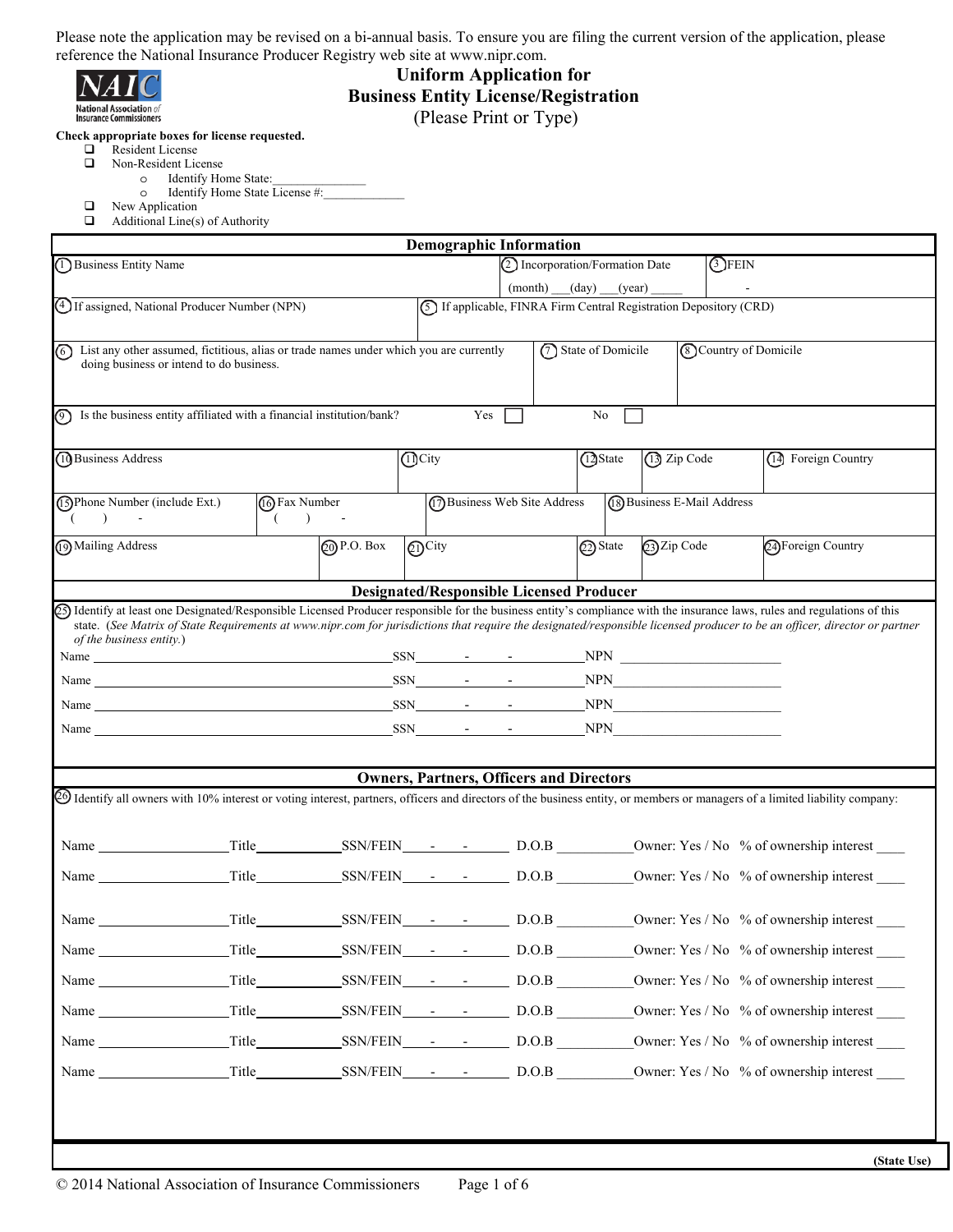Please note the application may be revised on a bi-annual basis. To ensure you are filing the current version of the application, please reference the National Insurance Producer Registry web site at www.nipr.com.

NAIC National Association of Insurance Commissioners

# Uniform Application for Business Entity License/Registration

(Please Print or Type)

**Check appropriate boxes for license requested.**

- ☐ Resident License
- ☐ Non-Resident License
  - Identify Home State:______________
  - Identify Home State License #:____________
- ☐ New Application
- ☐ Additional Line(s) of Authority

## Demographic Information

| | | |
|---|---|---|
| (1) Business Entity Name | (2) Incorporation/Formation Date (month) ___(day) ___(year) _____ | (3) FEIN - |
| (4) If assigned, National Producer Number (NPN) | (5) If applicable, FINRA Firm Central Registration Depository (CRD) | |
| (6) List any other assumed, fictitious, alias or trade names under which you are currently doing business or intend to do business. | (7) State of Domicile | (8) Country of Domicile |

(9) Is the business entity affiliated with a financial institution/bank? Yes ☐ No ☐

| (10) Business Address | (11) City | (12) State | (13) Zip Code | (14) Foreign Country |
|---|---|---|---|---|
| | | | | |

| (15) Phone Number (include Ext.) | (16) Fax Number | (17) Business Web Site Address | (18) Business E-Mail Address |
|---|---|---|---|
| (   )   - | (   )   - | | |

| (19) Mailing Address | (20) P.O. Box | (21) City | (22) State | (23) Zip Code | (24) Foreign Country |
|---|---|---|---|---|---|
| | | | | | |

## Designated/Responsible Licensed Producer

(25) Identify at least one Designated/Responsible Licensed Producer responsible for the business entity's compliance with the insurance laws, rules and regulations of this state. (*See Matrix of State Requirements at www.nipr.com for jurisdictions that require the designated/responsible licensed producer to be an officer, director or partner of the business entity.*)

Name ______________________________ SSN____-____-____ NPN ____________________

Name ______________________________ SSN____-____-____ NPN ____________________

Name ______________________________ SSN____-____-____ NPN ____________________

Name ______________________________ SSN____-____-____ NPN ____________________

## Owners, Partners, Officers and Directors

(26) Identify all owners with 10% interest or voting interest, partners, officers and directors of the business entity, or members or managers of a limited liability company:

Name ______________ Title__________ SSN/FEIN____-____-____ D.O.B _________ Owner: Yes / No % of ownership interest ____

Name ______________ Title__________ SSN/FEIN____-____-____ D.O.B _________ Owner: Yes / No % of ownership interest ____

Name ______________ Title__________ SSN/FEIN____-____-____ D.O.B _________ Owner: Yes / No % of ownership interest ____

Name ______________ Title__________ SSN/FEIN____-____-____ D.O.B _________ Owner: Yes / No % of ownership interest ____

Name ______________ Title__________ SSN/FEIN____-____-____ D.O.B _________ Owner: Yes / No % of ownership interest ____

Name ______________ Title__________ SSN/FEIN____-____-____ D.O.B _________ Owner: Yes / No % of ownership interest ____

Name ______________ Title__________ SSN/FEIN____-____-____ D.O.B _________ Owner: Yes / No % of ownership interest ____

Name ______________ Title__________ SSN/FEIN____-____-____ D.O.B _________ Owner: Yes / No % of ownership interest ____

**(State Use)**

© 2014 National Association of Insurance Commissioners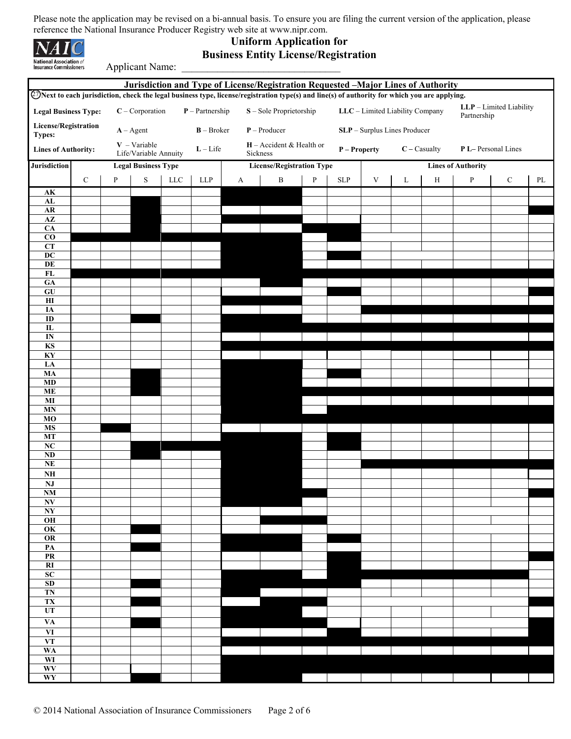Please note the application may be revised on a bi-annual basis. To ensure you are filing the current version of the application, please reference the National Insurance Producer Registry web site at www.nipr.com.

# Uniform Application for Business Entity License/Registration

Applicant Name: ______________________________

## Jurisdiction and Type of License/Registration Requested –Major Lines of Authority

(27) **Next to each jurisdiction, check the legal business type, license/registration type(s) and line(s) of authority for which you are applying.**

**Legal Business Type:** C – Corporation  P – Partnership  S – Sole Proprietorship  LLC – Limited Liability Company  LLP – Limited Liability Partnership

**License/Registration Types:** A – Agent  B – Broker  P – Producer  SLP – Surplus Lines Producer

**Lines of Authority:** V – Variable Life/Variable Annuity  L – Life  H – Accident & Health or Sickness  P – Property  C – Casualty  P L– Personal Lines

| Jurisdiction | Legal Business Type | | | | | License/Registration Type | | | | Lines of Authority | | | | | |
|---|---|---|---|---|---|---|---|---|---|---|---|---|---|---|---|
| | C | P | S | LLC | LLP | A | B | P | SLP | V | L | H | P | C | PL |
| AK | | | | | | | | | | | | | | | |
| AL | | | | | | | | | | | | | | | |
| AR | | | | | | | | | | | | | | | |
| AZ | | | | | | | | | | | | | | | |
| CA | | | | | | | | | | | | | | | |
| CO | | | | | | | | | | | | | | | |
| CT | | | | | | | | | | | | | | | |
| DC | | | | | | | | | | | | | | | |
| DE | | | | | | | | | | | | | | | |
| FL | | | | | | | | | | | | | | | |
| GA | | | | | | | | | | | | | | | |
| GU | | | | | | | | | | | | | | | |
| HI | | | | | | | | | | | | | | | |
| IA | | | | | | | | | | | | | | | |
| ID | | | | | | | | | | | | | | | |
| IL | | | | | | | | | | | | | | | |
| IN | | | | | | | | | | | | | | | |
| KS | | | | | | | | | | | | | | | |
| KY | | | | | | | | | | | | | | | |
| LA | | | | | | | | | | | | | | | |
| MA | | | | | | | | | | | | | | | |
| MD | | | | | | | | | | | | | | | |
| ME | | | | | | | | | | | | | | | |
| MI | | | | | | | | | | | | | | | |
| MN | | | | | | | | | | | | | | | |
| MO | | | | | | | | | | | | | | | |
| MS | | | | | | | | | | | | | | | |
| MT | | | | | | | | | | | | | | | |
| NC | | | | | | | | | | | | | | | |
| ND | | | | | | | | | | | | | | | |
| NE | | | | | | | | | | | | | | | |
| NH | | | | | | | | | | | | | | | |
| NJ | | | | | | | | | | | | | | | |
| NM | | | | | | | | | | | | | | | |
| NV | | | | | | | | | | | | | | | |
| NY | | | | | | | | | | | | | | | |
| OH | | | | | | | | | | | | | | | |
| OK | | | | | | | | | | | | | | | |
| OR | | | | | | | | | | | | | | | |
| PA | | | | | | | | | | | | | | | |
| PR | | | | | | | | | | | | | | | |
| RI | | | | | | | | | | | | | | | |
| SC | | | | | | | | | | | | | | | |
| SD | | | | | | | | | | | | | | | |
| TN | | | | | | | | | | | | | | | |
| TX | | | | | | | | | | | | | | | |
| UT | | | | | | | | | | | | | | | |
| VA | | | | | | | | | | | | | | | |
| VI | | | | | | | | | | | | | | | |
| VT | | | | | | | | | | | | | | | |
| WA | | | | | | | | | | | | | | | |
| WI | | | | | | | | | | | | | | | |
| WV | | | | | | | | | | | | | | | |
| WY | | | | | | | | | | | | | | | |

© 2014 National Association of Insurance Commissioners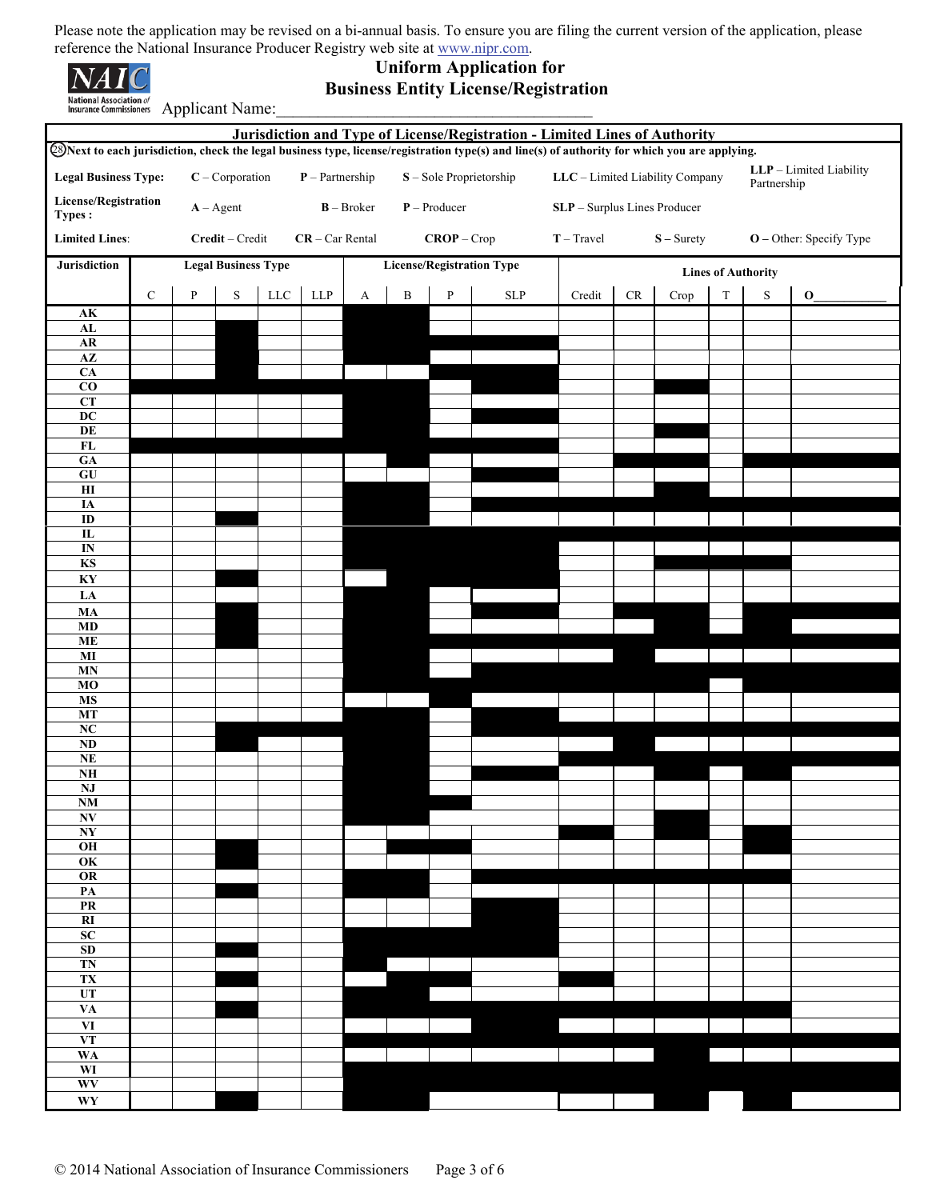Please note the application may be revised on a bi-annual basis. To ensure you are filing the current version of the application, please reference the National Insurance Producer Registry web site at www.nipr.com.

# Uniform Application for Business Entity License/Registration

Applicant Name:_____________________________________

## Jurisdiction and Type of License/Registration - Limited Lines of Authority

(28) **Next to each jurisdiction, check the legal business type, license/registration type(s) and line(s) of authority for which you are applying.**

**Legal Business Type:** **C** – Corporation **P** – Partnership **S** – Sole Proprietorship **LLC** – Limited Liability Company **LLP** – Limited Liability Partnership

**License/Registration Types :** **A** – Agent **B** – Broker **P** – Producer **SLP** – Surplus Lines Producer

**Limited Lines**: **Credit** – Credit **CR** – Car Rental **CROP** – Crop **T** – Travel **S** – Surety **O** – Other: Specify Type

| Jurisdiction | Legal Business Type | | | | | License/Registration Type | | | | Lines of Authority | | | | | |
|---|---|---|---|---|---|---|---|---|---|---|---|---|---|---|---|
| | C | P | S | LLC | LLP | A | B | P | SLP | Credit | CR | Crop | T | S | O___________ |
| AK | | | | | | | | | | | | | | | |
| AL | | | | | | | | | | | | | | | |
| AR | | | | | | | | | | | | | | | |
| AZ | | | | | | | | | | | | | | | |
| CA | | | | | | | | | | | | | | | |
| CO | | | | | | | | | | | | | | | |
| CT | | | | | | | | | | | | | | | |
| DC | | | | | | | | | | | | | | | |
| DE | | | | | | | | | | | | | | | |
| FL | | | | | | | | | | | | | | | |
| GA | | | | | | | | | | | | | | | |
| GU | | | | | | | | | | | | | | | |
| HI | | | | | | | | | | | | | | | |
| IA | | | | | | | | | | | | | | | |
| ID | | | | | | | | | | | | | | | |
| IL | | | | | | | | | | | | | | | |
| IN | | | | | | | | | | | | | | | |
| KS | | | | | | | | | | | | | | | |
| KY | | | | | | | | | | | | | | | |
| LA | | | | | | | | | | | | | | | |
| MA | | | | | | | | | | | | | | | |
| MD | | | | | | | | | | | | | | | |
| ME | | | | | | | | | | | | | | | |
| MI | | | | | | | | | | | | | | | |
| MN | | | | | | | | | | | | | | | |
| MO | | | | | | | | | | | | | | | |
| MS | | | | | | | | | | | | | | | |
| MT | | | | | | | | | | | | | | | |
| NC | | | | | | | | | | | | | | | |
| ND | | | | | | | | | | | | | | | |
| NE | | | | | | | | | | | | | | | |
| NH | | | | | | | | | | | | | | | |
| NJ | | | | | | | | | | | | | | | |
| NM | | | | | | | | | | | | | | | |
| NV | | | | | | | | | | | | | | | |
| NY | | | | | | | | | | | | | | | |
| OH | | | | | | | | | | | | | | | |
| OK | | | | | | | | | | | | | | | |
| OR | | | | | | | | | | | | | | | |
| PA | | | | | | | | | | | | | | | |
| PR | | | | | | | | | | | | | | | |
| RI | | | | | | | | | | | | | | | |
| SC | | | | | | | | | | | | | | | |
| SD | | | | | | | | | | | | | | | |
| TN | | | | | | | | | | | | | | | |
| TX | | | | | | | | | | | | | | | |
| UT | | | | | | | | | | | | | | | |
| VA | | | | | | | | | | | | | | | |
| VI | | | | | | | | | | | | | | | |
| VT | | | | | | | | | | | | | | | |
| WA | | | | | | | | | | | | | | | |
| WI | | | | | | | | | | | | | | | |
| WV | | | | | | | | | | | | | | | |
| WY | | | | | | | | | | | | | | | |

© 2014 National Association of Insurance Commissioners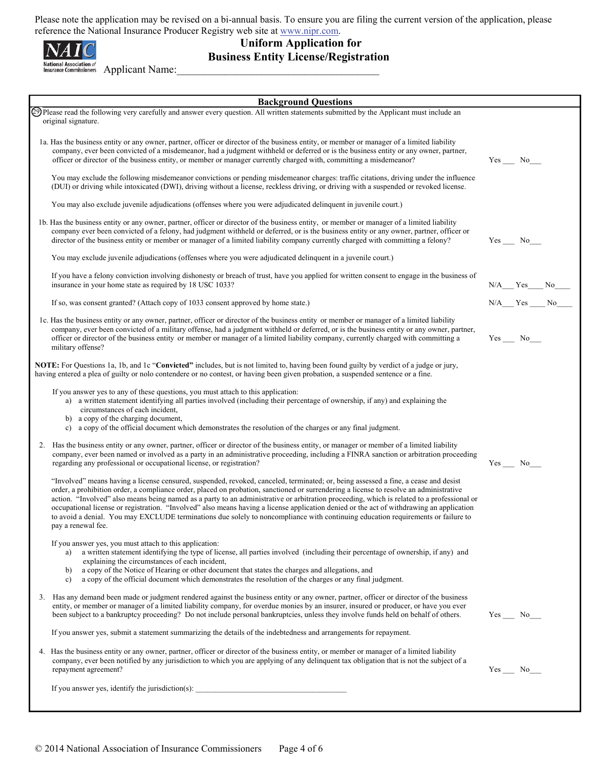Please note the application may be revised on a bi-annual basis. To ensure you are filing the current version of the application, please reference the National Insurance Producer Registry web site at www.nipr.com.

# Uniform Application for Business Entity License/Registration

Applicant Name:\_\_\_\_\_\_\_\_\_\_\_\_\_\_\_\_\_\_\_\_\_\_\_\_\_\_\_\_\_\_\_\_\_\_\_\_\_\_\_

## Background Questions

(29) Please read the following very carefully and answer every question. All written statements submitted by the Applicant must include an original signature.

1a. Has the business entity or any owner, partner, officer or director of the business entity, or member or manager of a limited liability company, ever been convicted of a misdemeanor, had a judgment withheld or deferred or is the business entity or any owner, partner, officer or director of the business entity, or member or manager currently charged with, committing a misdemeanor? Yes \_\_\_ No\_\_\_

You may exclude the following misdemeanor convictions or pending misdemeanor charges: traffic citations, driving under the influence (DUI) or driving while intoxicated (DWI), driving without a license, reckless driving, or driving with a suspended or revoked license.

You may also exclude juvenile adjudications (offenses where you were adjudicated delinquent in juvenile court.)

1b. Has the business entity or any owner, partner, officer or director of the business entity, or member or manager of a limited liability company ever been convicted of a felony, had judgment withheld or deferred, or is the business entity or any owner, partner, officer or director of the business entity or member or manager of a limited liability company currently charged with committing a felony? Yes \_\_\_ No\_\_\_

You may exclude juvenile adjudications (offenses where you were adjudicated delinquent in a juvenile court.)

If you have a felony conviction involving dishonesty or breach of trust, have you applied for written consent to engage in the business of insurance in your home state as required by 18 USC 1033? N/A\_\_\_ Yes\_\_\_\_ No\_\_\_\_

If so, was consent granted? (Attach copy of 1033 consent approved by home state.) N/A\_\_\_ Yes \_\_\_\_ No\_\_\_\_

1c. Has the business entity or any owner, partner, officer or director of the business entity or member or manager of a limited liability company, ever been convicted of a military offense, had a judgment withheld or deferred, or is the business entity or any owner, partner, officer or director of the business entity or member or manager of a limited liability company, currently charged with committing a military offense? Yes \_\_\_ No\_\_\_

**NOTE:** For Questions 1a, 1b, and 1c "**Convicted"** includes, but is not limited to, having been found guilty by verdict of a judge or jury, having entered a plea of guilty or nolo contendere or no contest, or having been given probation, a suspended sentence or a fine.

If you answer yes to any of these questions, you must attach to this application:

a) a written statement identifying all parties involved (including their percentage of ownership, if any) and explaining the circumstances of each incident,
b) a copy of the charging document,
c) a copy of the official document which demonstrates the resolution of the charges or any final judgment.

2. Has the business entity or any owner, partner, officer or director of the business entity, or manager or member of a limited liability company, ever been named or involved as a party in an administrative proceeding, including a FINRA sanction or arbitration proceeding regarding any professional or occupational license, or registration? Yes \_\_\_ No\_\_\_

"Involved" means having a license censured, suspended, revoked, canceled, terminated; or, being assessed a fine, a cease and desist order, a prohibition order, a compliance order, placed on probation, sanctioned or surrendering a license to resolve an administrative action. "Involved" also means being named as a party to an administrative or arbitration proceeding, which is related to a professional or occupational license or registration. "Involved" also means having a license application denied or the act of withdrawing an application to avoid a denial. You may EXCLUDE terminations due solely to noncompliance with continuing education requirements or failure to pay a renewal fee.

If you answer yes, you must attach to this application:

a) a written statement identifying the type of license, all parties involved (including their percentage of ownership, if any) and explaining the circumstances of each incident,
b) a copy of the Notice of Hearing or other document that states the charges and allegations, and
c) a copy of the official document which demonstrates the resolution of the charges or any final judgment.

3. Has any demand been made or judgment rendered against the business entity or any owner, partner, officer or director of the business entity, or member or manager of a limited liability company, for overdue monies by an insurer, insured or producer, or have you ever been subject to a bankruptcy proceeding? Do not include personal bankruptcies, unless they involve funds held on behalf of others. Yes \_\_\_ No\_\_\_

If you answer yes, submit a statement summarizing the details of the indebtedness and arrangements for repayment.

4. Has the business entity or any owner, partner, officer or director of the business entity, or member or manager of a limited liability company, ever been notified by any jurisdiction to which you are applying of any delinquent tax obligation that is not the subject of a repayment agreement? Yes \_\_\_ No\_\_\_

If you answer yes, identify the jurisdiction(s): \_\_\_\_\_\_\_\_\_\_\_\_\_\_\_\_\_\_\_\_\_\_\_\_\_\_\_\_\_\_\_\_\_\_\_\_\_\_

© 2014 National Association of Insurance Commissioners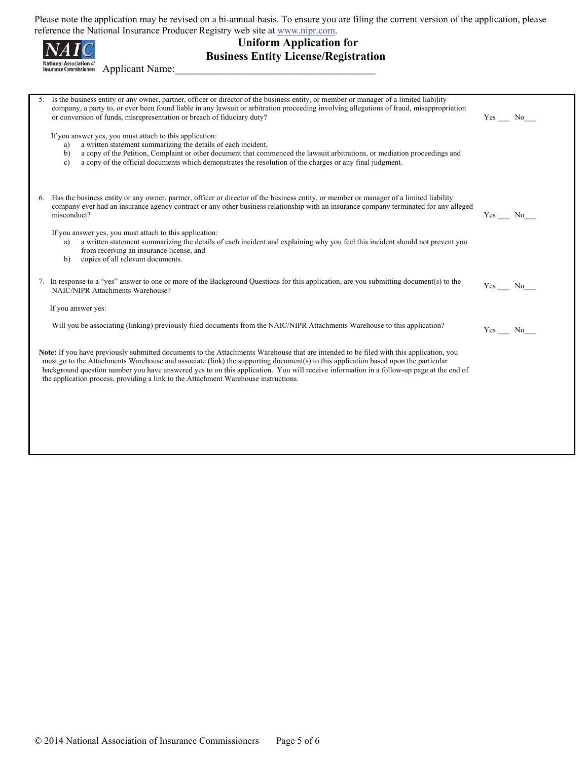Please note the application may be revised on a bi-annual basis. To ensure you are filing the current version of the application, please reference the National Insurance Producer Registry web site at www.nipr.com.

# Uniform Application for Business Entity License/Registration

Applicant Name:_______________________________________

5. Is the business entity or any owner, partner, officer or director of the business entity, or member or manager of a limited liability company, a party to, or ever been found liable in any lawsuit or arbitration proceeding involving allegations of fraud, misappropriation or conversion of funds, misrepresentation or breach of fiduciary duty? Yes ___ No___

   If you answer yes, you must attach to this application:
   a) a written statement summarizing the details of each incident,
   b) a copy of the Petition, Complaint or other document that commenced the lawsuit arbitrations, or mediation proceedings and
   c) a copy of the official documents which demonstrates the resolution of the charges or any final judgment.

6. Has the business entity or any owner, partner, officer or director of the business entity, or member or manager of a limited liability company ever had an insurance agency contract or any other business relationship with an insurance company terminated for any alleged misconduct? Yes ___ No___

   If you answer yes, you must attach to this application:
   a) a written statement summarizing the details of each incident and explaining why you feel this incident should not prevent you from receiving an insurance license, and
   b) copies of all relevant documents.

7. In response to a "yes" answer to one or more of the Background Questions for this application, are you submitting document(s) to the NAIC/NIPR Attachments Warehouse? Yes ___ No___

   If you answer yes:

   Will you be associating (linking) previously filed documents from the NAIC/NIPR Attachments Warehouse to this application? Yes ___ No___

**Note:** If you have previously submitted documents to the Attachments Warehouse that are intended to be filed with this application, you must go to the Attachments Warehouse and associate (link) the supporting document(s) to this application based upon the particular background question number you have answered yes to on this application. You will receive information in a follow-up page at the end of the application process, providing a link to the Attachment Warehouse instructions.

© 2014 National Association of Insurance Commissioners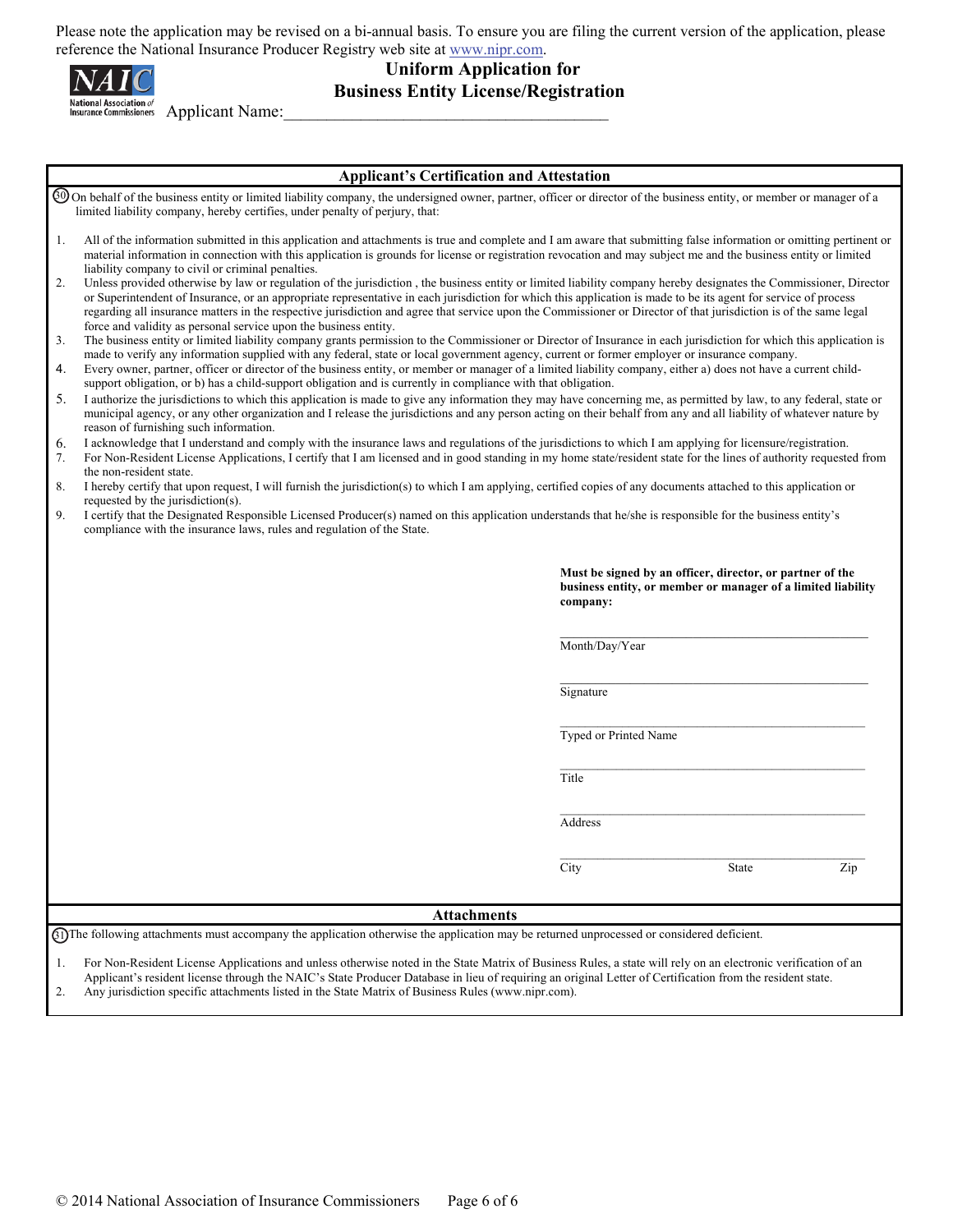Please note the application may be revised on a bi-annual basis. To ensure you are filing the current version of the application, please reference the National Insurance Producer Registry web site at www.nipr.com.

# Uniform Application for Business Entity License/Registration

Applicant Name:\_\_\_\_\_\_\_\_\_\_\_\_\_\_\_\_\_\_\_\_\_\_\_\_\_\_\_\_\_\_\_\_\_\_\_\_\_\_

## Applicant's Certification and Attestation

(30) On behalf of the business entity or limited liability company, the undersigned owner, partner, officer or director of the business entity, or member or manager of a limited liability company, hereby certifies, under penalty of perjury, that:

1. All of the information submitted in this application and attachments is true and complete and I am aware that submitting false information or omitting pertinent or material information in connection with this application is grounds for license or registration revocation and may subject me and the business entity or limited liability company to civil or criminal penalties.
2. Unless provided otherwise by law or regulation of the jurisdiction , the business entity or limited liability company hereby designates the Commissioner, Director or Superintendent of Insurance, or an appropriate representative in each jurisdiction for which this application is made to be its agent for service of process regarding all insurance matters in the respective jurisdiction and agree that service upon the Commissioner or Director of that jurisdiction is of the same legal force and validity as personal service upon the business entity.
3. The business entity or limited liability company grants permission to the Commissioner or Director of Insurance in each jurisdiction for which this application is made to verify any information supplied with any federal, state or local government agency, current or former employer or insurance company.
4. Every owner, partner, officer or director of the business entity, or member or manager of a limited liability company, either a) does not have a current child-support obligation, or b) has a child-support obligation and is currently in compliance with that obligation.
5. I authorize the jurisdictions to which this application is made to give any information they may have concerning me, as permitted by law, to any federal, state or municipal agency, or any other organization and I release the jurisdictions and any person acting on their behalf from any and all liability of whatever nature by reason of furnishing such information.
6. I acknowledge that I understand and comply with the insurance laws and regulations of the jurisdictions to which I am applying for licensure/registration.
7. For Non-Resident License Applications, I certify that I am licensed and in good standing in my home state/resident state for the lines of authority requested from the non-resident state.
8. I hereby certify that upon request, I will furnish the jurisdiction(s) to which I am applying, certified copies of any documents attached to this application or requested by the jurisdiction(s).
9. I certify that the Designated Responsible Licensed Producer(s) named on this application understands that he/she is responsible for the business entity's compliance with the insurance laws, rules and regulation of the State.

**Must be signed by an officer, director, or partner of the business entity, or member or manager of a limited liability company:**

\_\_\_\_\_\_\_\_\_\_\_\_\_\_\_\_\_\_\_\_\_\_\_\_\_\_\_\_\_\_\_\_\_\_\_\_\_\_\_\_
Month/Day/Year

\_\_\_\_\_\_\_\_\_\_\_\_\_\_\_\_\_\_\_\_\_\_\_\_\_\_\_\_\_\_\_\_\_\_\_\_\_\_\_\_
Signature

\_\_\_\_\_\_\_\_\_\_\_\_\_\_\_\_\_\_\_\_\_\_\_\_\_\_\_\_\_\_\_\_\_\_\_\_\_\_\_\_
Typed or Printed Name

\_\_\_\_\_\_\_\_\_\_\_\_\_\_\_\_\_\_\_\_\_\_\_\_\_\_\_\_\_\_\_\_\_\_\_\_\_\_\_\_
Title

\_\_\_\_\_\_\_\_\_\_\_\_\_\_\_\_\_\_\_\_\_\_\_\_\_\_\_\_\_\_\_\_\_\_\_\_\_\_\_\_
Address

\_\_\_\_\_\_\_\_\_\_\_\_\_\_\_\_\_\_\_\_\_\_\_\_\_\_\_\_\_\_\_\_\_\_\_\_\_\_\_\_
City State Zip

## Attachments

(31) The following attachments must accompany the application otherwise the application may be returned unprocessed or considered deficient.

1. For Non-Resident License Applications and unless otherwise noted in the State Matrix of Business Rules, a state will rely on an electronic verification of an Applicant's resident license through the NAIC's State Producer Database in lieu of requiring an original Letter of Certification from the resident state.
2. Any jurisdiction specific attachments listed in the State Matrix of Business Rules (www.nipr.com).

© 2014 National Association of Insurance Commissioners